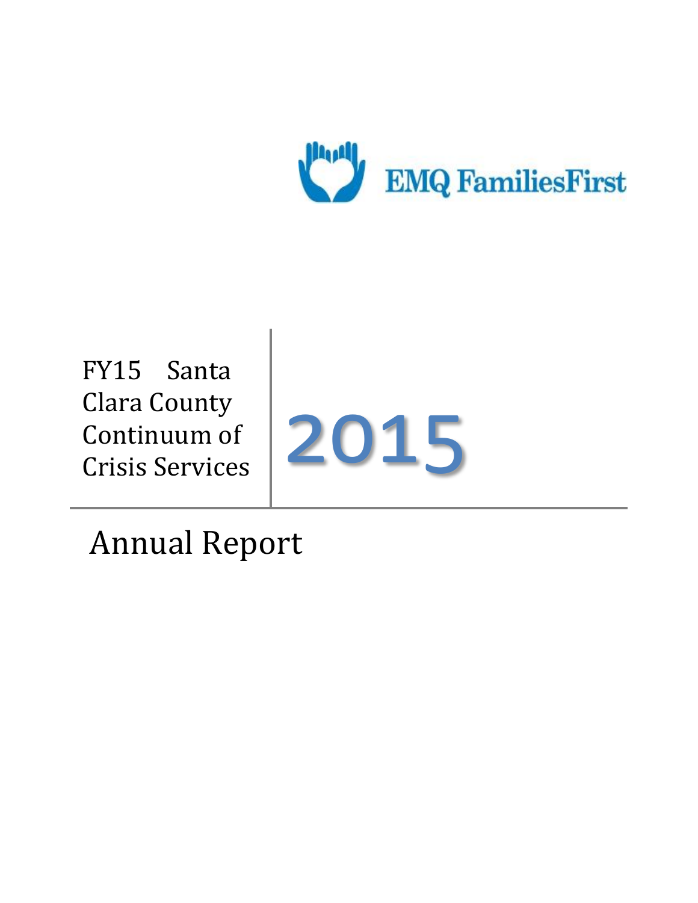EMQ FamiliesFirst

# FY15 Santa Clara County Continuum of Crisis Services

# 2015

# Annual Report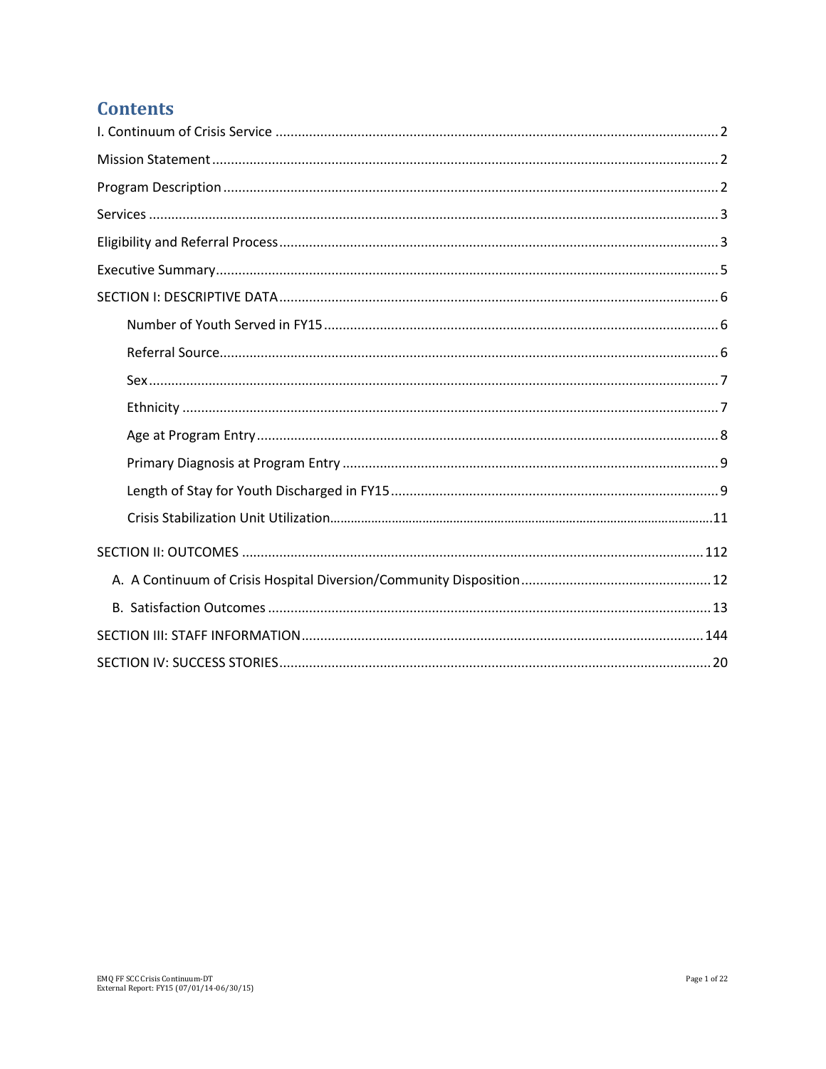# Contents

I. Continuum of Crisis Service ........................................................................................................ 2

Mission Statement ........................................................................................................................ 2

Program Description ..................................................................................................................... 2

Services ......................................................................................................................................... 3

Eligibility and Referral Process ...................................................................................................... 3

Executive Summary ....................................................................................................................... 5

SECTION I: DESCRIPTIVE DATA ...................................................................................................... 6

- Number of Youth Served in FY15 ............................................................................................. 6
- Referral Source ........................................................................................................................ 6
- Sex ........................................................................................................................................... 7
- Ethnicity .................................................................................................................................. 7
- Age at Program Entry .............................................................................................................. 8
- Primary Diagnosis at Program Entry ........................................................................................ 9
- Length of Stay for Youth Discharged in FY15 .......................................................................... 9
- Crisis Stabilization Unit Utilization .......................................................................................... 11

SECTION II: OUTCOMES ............................................................................................................ 112

A. A Continuum of Crisis Hospital Diversion/Community Disposition .................................... 12

B. Satisfaction Outcomes ....................................................................................................... 13

SECTION III: STAFF INFORMATION ........................................................................................... 144

SECTION IV: SUCCESS STORIES ................................................................................................... 20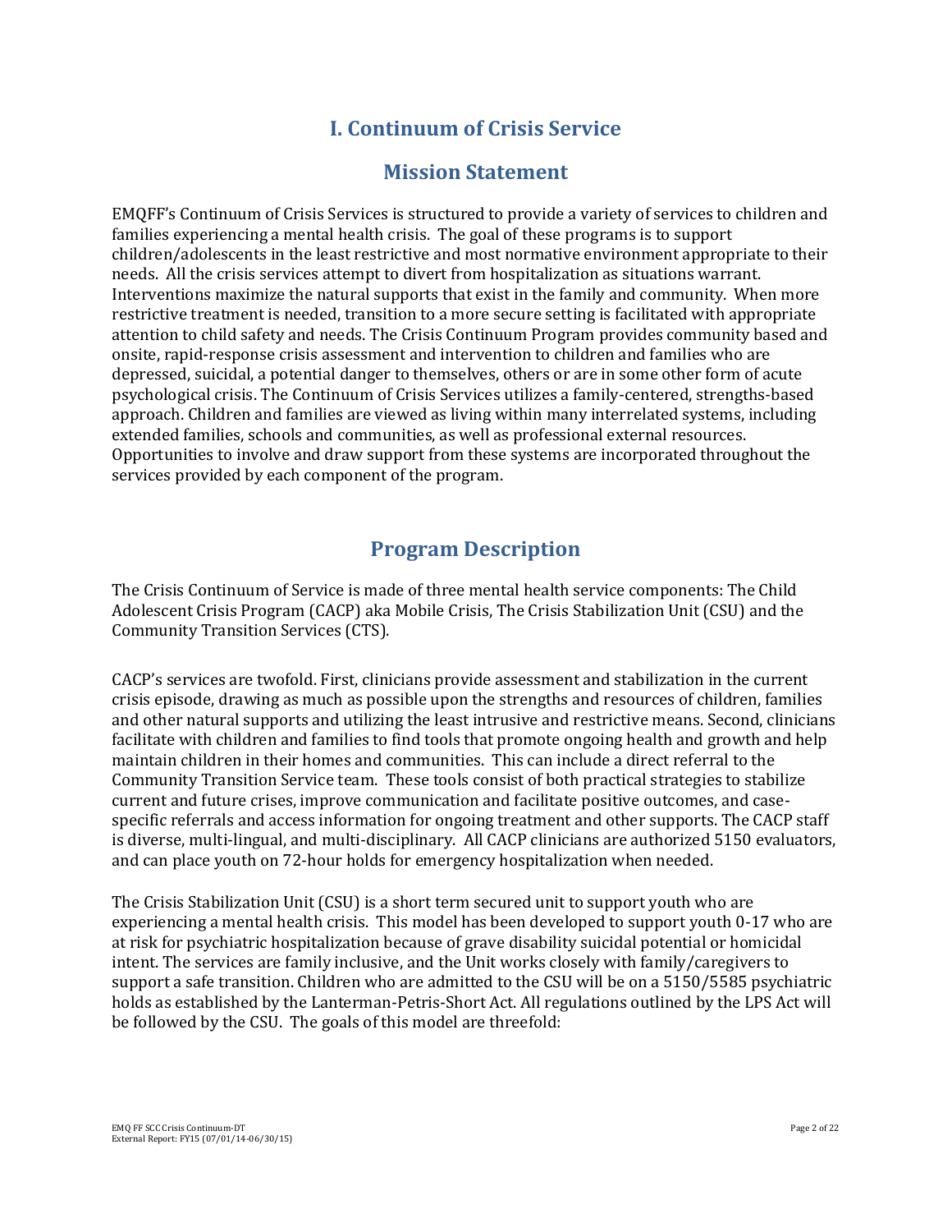# I. Continuum of Crisis Service

## Mission Statement

EMQFF's Continuum of Crisis Services is structured to provide a variety of services to children and families experiencing a mental health crisis. The goal of these programs is to support children/adolescents in the least restrictive and most normative environment appropriate to their needs. All the crisis services attempt to divert from hospitalization as situations warrant. Interventions maximize the natural supports that exist in the family and community. When more restrictive treatment is needed, transition to a more secure setting is facilitated with appropriate attention to child safety and needs. The Crisis Continuum Program provides community based and onsite, rapid-response crisis assessment and intervention to children and families who are depressed, suicidal, a potential danger to themselves, others or are in some other form of acute psychological crisis. The Continuum of Crisis Services utilizes a family-centered, strengths-based approach. Children and families are viewed as living within many interrelated systems, including extended families, schools and communities, as well as professional external resources. Opportunities to involve and draw support from these systems are incorporated throughout the services provided by each component of the program.

## Program Description

The Crisis Continuum of Service is made of three mental health service components: The Child Adolescent Crisis Program (CACP) aka Mobile Crisis, The Crisis Stabilization Unit (CSU) and the Community Transition Services (CTS).

CACP's services are twofold. First, clinicians provide assessment and stabilization in the current crisis episode, drawing as much as possible upon the strengths and resources of children, families and other natural supports and utilizing the least intrusive and restrictive means. Second, clinicians facilitate with children and families to find tools that promote ongoing health and growth and help maintain children in their homes and communities. This can include a direct referral to the Community Transition Service team. These tools consist of both practical strategies to stabilize current and future crises, improve communication and facilitate positive outcomes, and case-specific referrals and access information for ongoing treatment and other supports. The CACP staff is diverse, multi-lingual, and multi-disciplinary. All CACP clinicians are authorized 5150 evaluators, and can place youth on 72-hour holds for emergency hospitalization when needed.

The Crisis Stabilization Unit (CSU) is a short term secured unit to support youth who are experiencing a mental health crisis. This model has been developed to support youth 0-17 who are at risk for psychiatric hospitalization because of grave disability suicidal potential or homicidal intent. The services are family inclusive, and the Unit works closely with family/caregivers to support a safe transition. Children who are admitted to the CSU will be on a 5150/5585 psychiatric holds as established by the Lanterman-Petris-Short Act. All regulations outlined by the LPS Act will be followed by the CSU. The goals of this model are threefold: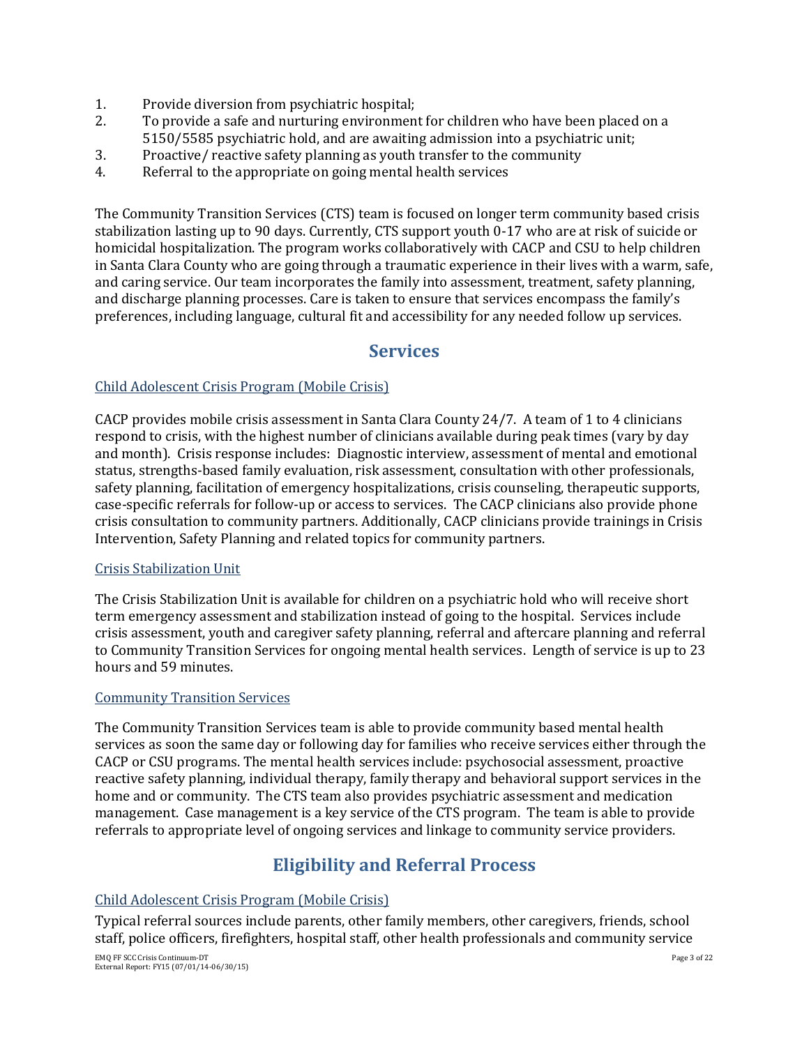1. Provide diversion from psychiatric hospital;
2. To provide a safe and nurturing environment for children who have been placed on a 5150/5585 psychiatric hold, and are awaiting admission into a psychiatric unit;
3. Proactive/ reactive safety planning as youth transfer to the community
4. Referral to the appropriate on going mental health services

The Community Transition Services (CTS) team is focused on longer term community based crisis stabilization lasting up to 90 days. Currently, CTS support youth 0-17 who are at risk of suicide or homicidal hospitalization. The program works collaboratively with CACP and CSU to help children in Santa Clara County who are going through a traumatic experience in their lives with a warm, safe, and caring service. Our team incorporates the family into assessment, treatment, safety planning, and discharge planning processes. Care is taken to ensure that services encompass the family's preferences, including language, cultural fit and accessibility for any needed follow up services.

## Services

### Child Adolescent Crisis Program (Mobile Crisis)

CACP provides mobile crisis assessment in Santa Clara County 24/7. A team of 1 to 4 clinicians respond to crisis, with the highest number of clinicians available during peak times (vary by day and month). Crisis response includes: Diagnostic interview, assessment of mental and emotional status, strengths-based family evaluation, risk assessment, consultation with other professionals, safety planning, facilitation of emergency hospitalizations, crisis counseling, therapeutic supports, case-specific referrals for follow-up or access to services. The CACP clinicians also provide phone crisis consultation to community partners. Additionally, CACP clinicians provide trainings in Crisis Intervention, Safety Planning and related topics for community partners.

### Crisis Stabilization Unit

The Crisis Stabilization Unit is available for children on a psychiatric hold who will receive short term emergency assessment and stabilization instead of going to the hospital. Services include crisis assessment, youth and caregiver safety planning, referral and aftercare planning and referral to Community Transition Services for ongoing mental health services. Length of service is up to 23 hours and 59 minutes.

### Community Transition Services

The Community Transition Services team is able to provide community based mental health services as soon the same day or following day for families who receive services either through the CACP or CSU programs. The mental health services include: psychosocial assessment, proactive reactive safety planning, individual therapy, family therapy and behavioral support services in the home and or community. The CTS team also provides psychiatric assessment and medication management. Case management is a key service of the CTS program. The team is able to provide referrals to appropriate level of ongoing services and linkage to community service providers.

## Eligibility and Referral Process

### Child Adolescent Crisis Program (Mobile Crisis)

Typical referral sources include parents, other family members, other caregivers, friends, school staff, police officers, firefighters, hospital staff, other health professionals and community service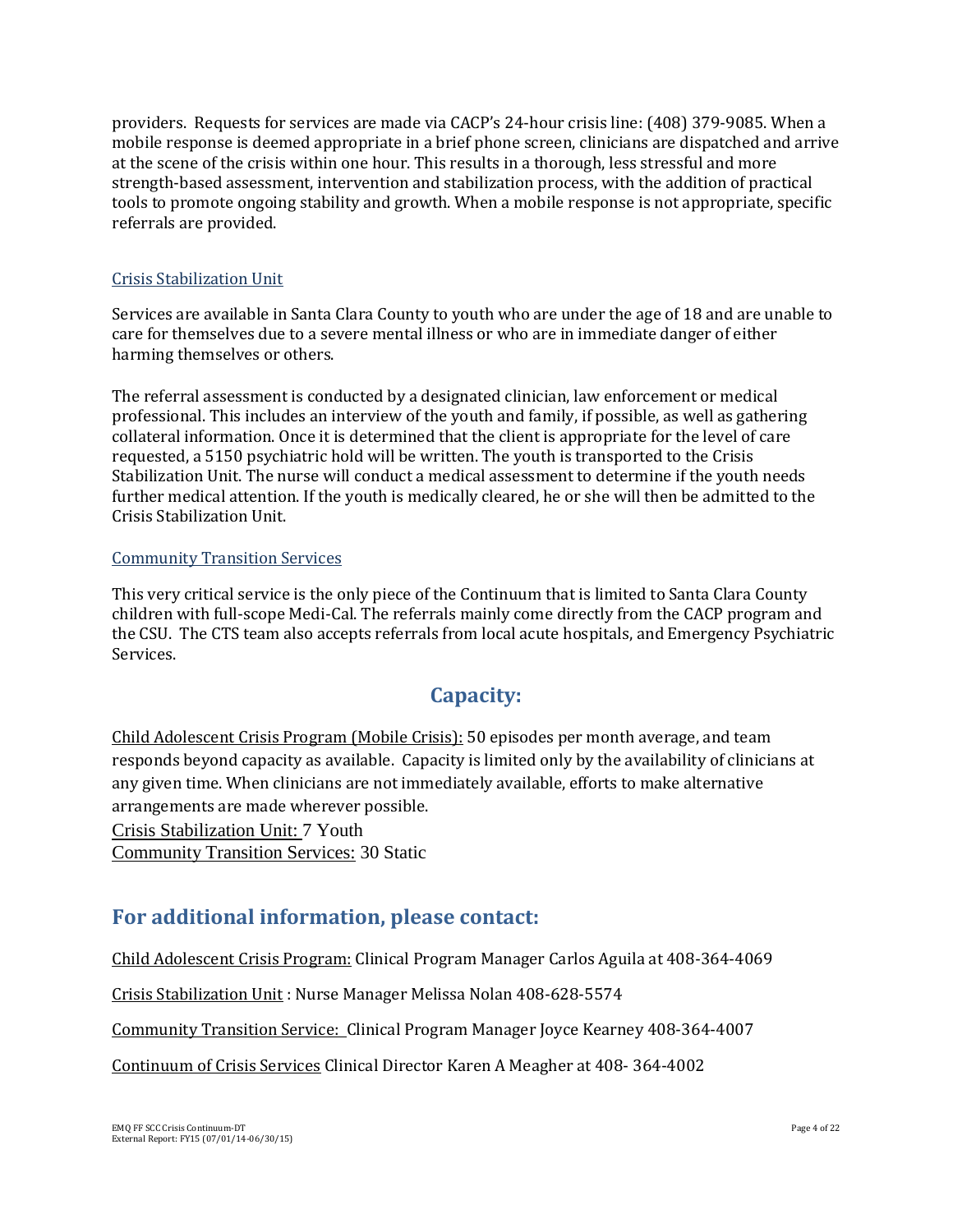providers. Requests for services are made via CACP's 24-hour crisis line: (408) 379-9085. When a mobile response is deemed appropriate in a brief phone screen, clinicians are dispatched and arrive at the scene of the crisis within one hour. This results in a thorough, less stressful and more strength-based assessment, intervention and stabilization process, with the addition of practical tools to promote ongoing stability and growth. When a mobile response is not appropriate, specific referrals are provided.

### Crisis Stabilization Unit

Services are available in Santa Clara County to youth who are under the age of 18 and are unable to care for themselves due to a severe mental illness or who are in immediate danger of either harming themselves or others.

The referral assessment is conducted by a designated clinician, law enforcement or medical professional. This includes an interview of the youth and family, if possible, as well as gathering collateral information. Once it is determined that the client is appropriate for the level of care requested, a 5150 psychiatric hold will be written. The youth is transported to the Crisis Stabilization Unit. The nurse will conduct a medical assessment to determine if the youth needs further medical attention. If the youth is medically cleared, he or she will then be admitted to the Crisis Stabilization Unit.

### Community Transition Services

This very critical service is the only piece of the Continuum that is limited to Santa Clara County children with full-scope Medi-Cal. The referrals mainly come directly from the CACP program and the CSU. The CTS team also accepts referrals from local acute hospitals, and Emergency Psychiatric Services.

## Capacity:

Child Adolescent Crisis Program (Mobile Crisis): 50 episodes per month average, and team responds beyond capacity as available. Capacity is limited only by the availability of clinicians at any given time. When clinicians are not immediately available, efforts to make alternative arrangements are made wherever possible.

Crisis Stabilization Unit: 7 Youth

Community Transition Services: 30 Static

## For additional information, please contact:

Child Adolescent Crisis Program: Clinical Program Manager Carlos Aguila at 408-364-4069

Crisis Stabilization Unit : Nurse Manager Melissa Nolan 408-628-5574

Community Transition Service: Clinical Program Manager Joyce Kearney 408-364-4007

Continuum of Crisis Services Clinical Director Karen A Meagher at 408- 364-4002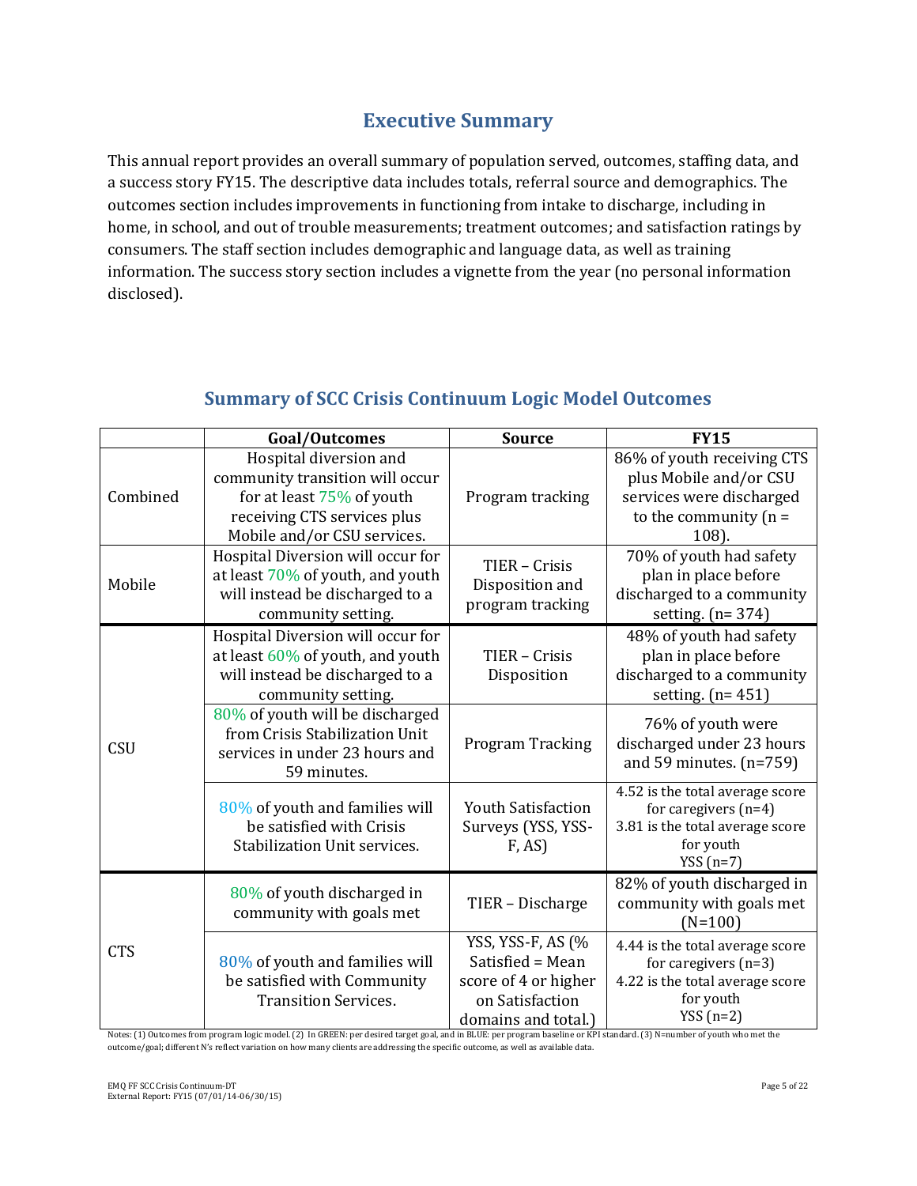## Executive Summary

This annual report provides an overall summary of population served, outcomes, staffing data, and a success story FY15. The descriptive data includes totals, referral source and demographics. The outcomes section includes improvements in functioning from intake to discharge, including in home, in school, and out of trouble measurements; treatment outcomes; and satisfaction ratings by consumers. The staff section includes demographic and language data, as well as training information. The success story section includes a vignette from the year (no personal information disclosed).

### Summary of SCC Crisis Continuum Logic Model Outcomes

| | Goal/Outcomes | Source | FY15 |
|---|---|---|---|
| Combined | Hospital diversion and community transition will occur for at least 75% of youth receiving CTS services plus Mobile and/or CSU services. | Program tracking | 86% of youth receiving CTS plus Mobile and/or CSU services were discharged to the community (n = 108). |
| Mobile | Hospital Diversion will occur for at least 70% of youth, and youth will instead be discharged to a community setting. | TIER – Crisis Disposition and program tracking | 70% of youth had safety plan in place before discharged to a community setting. (n= 374) |
| CSU | Hospital Diversion will occur for at least 60% of youth, and youth will instead be discharged to a community setting. | TIER – Crisis Disposition | 48% of youth had safety plan in place before discharged to a community setting. (n= 451) |
| | 80% of youth will be discharged from Crisis Stabilization Unit services in under 23 hours and 59 minutes. | Program Tracking | 76% of youth were discharged under 23 hours and 59 minutes. (n=759) |
| | 80% of youth and families will be satisfied with Crisis Stabilization Unit services. | Youth Satisfaction Surveys (YSS, YSS-F, AS) | 4.52 is the total average score for caregivers (n=4)<br>3.81 is the total average score for youth<br>YSS (n=7) |
| CTS | 80% of youth discharged in community with goals met | TIER – Discharge | 82% of youth discharged in community with goals met (N=100) |
| | 80% of youth and families will be satisfied with Community Transition Services. | YSS, YSS-F, AS (% Satisfied = Mean score of 4 or higher on Satisfaction domains and total.) | 4.44 is the total average score for caregivers (n=3)<br>4.22 is the total average score for youth<br>YSS (n=2) |

Notes: (1) Outcomes from program logic model. (2) In GREEN: per desired target goal, and in BLUE: per program baseline or KPI standard. (3) N=number of youth who met the outcome/goal; different N's reflect variation on how many clients are addressing the specific outcome, as well as available data.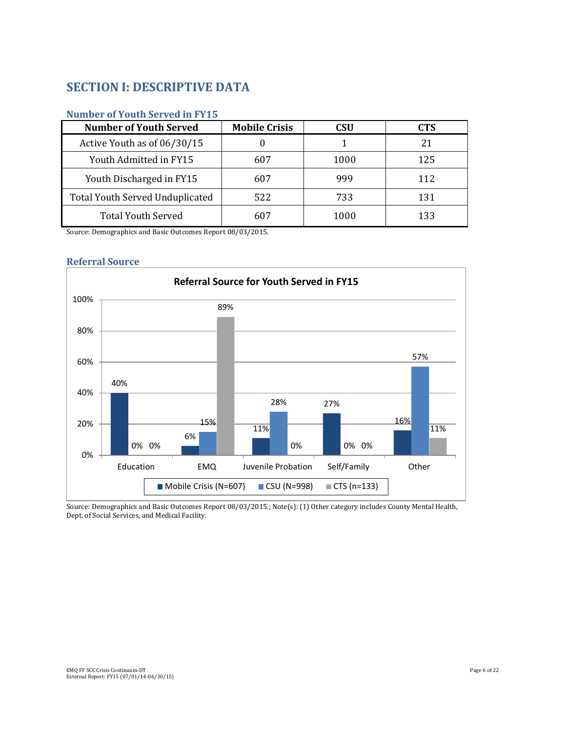# SECTION I: DESCRIPTIVE DATA

### Number of Youth Served in FY15

| Number of Youth Served | Mobile Crisis | CSU | CTS |
|---|---|---|---|
| Active Youth as of 06/30/15 | 0 | 1 | 21 |
| Youth Admitted in FY15 | 607 | 1000 | 125 |
| Youth Discharged in FY15 | 607 | 999 | 112 |
| Total Youth Served Unduplicated | 522 | 733 | 131 |
| Total Youth Served | 607 | 1000 | 133 |

Source: Demographics and Basic Outcomes Report 08/03/2015.

### Referral Source

**Referral Source for Youth Served in FY15**

| | Education | EMQ | Juvenile Probation | Self/Family | Other |
|---|---|---|---|---|---|
| Mobile Crisis (N=607) | 40% | 6% | 11% | 27% | 16% |
| CSU (N=998) | 0% | 15% | 28% | 0% | 57% |
| CTS (n=133) | 0% | 89% | 0% | 0% | 11% |

Source: Demographics and Basic Outcomes Report 08/03/2015.; Note(s): (1) Other category includes County Mental Health, Dept. of Social Services, and Medical Facility.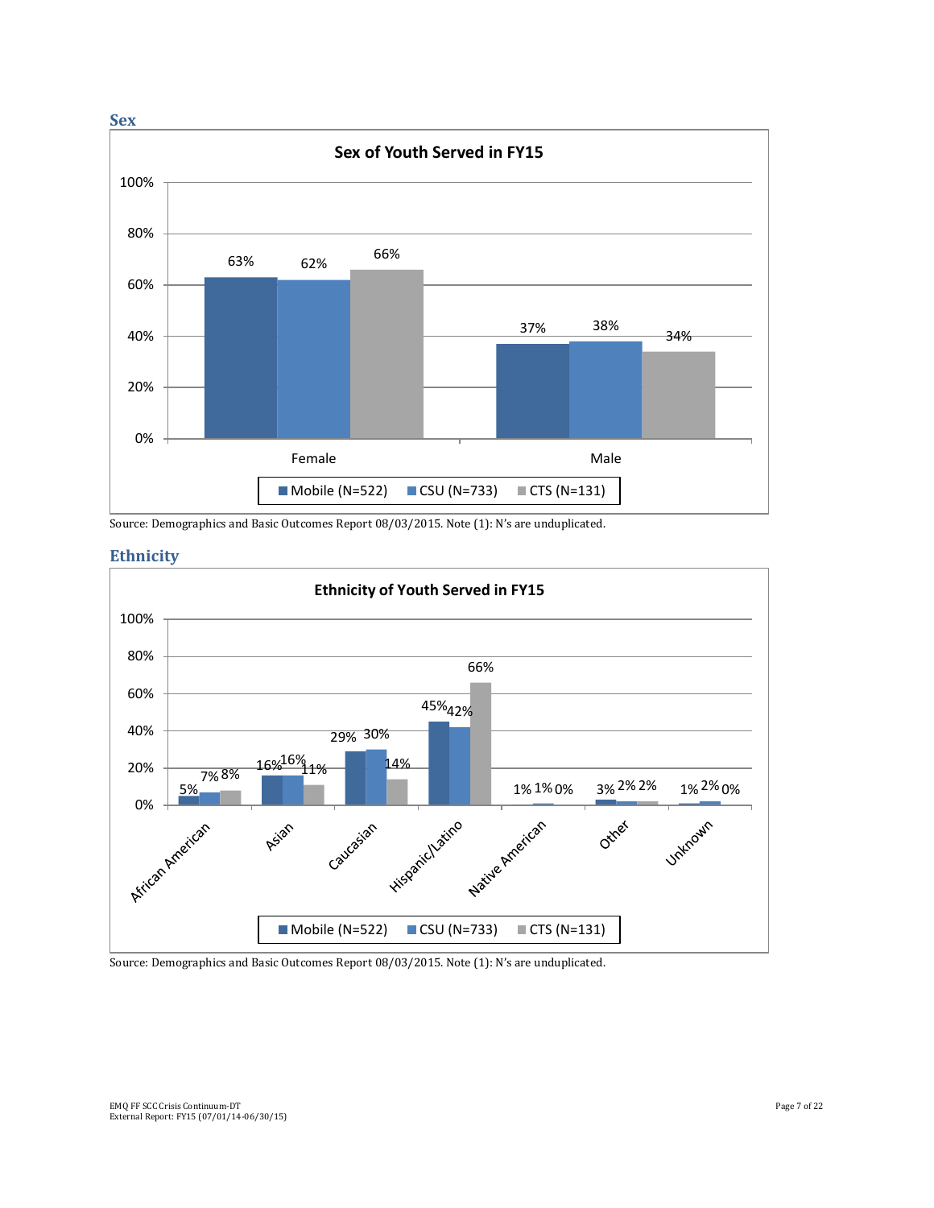## Sex

**Sex of Youth Served in FY15**

| | Mobile (N=522) | CSU (N=733) | CTS (N=131) |
|---|---|---|---|
| Female | 63% | 62% | 66% |
| Male | 37% | 38% | 34% |

Source: Demographics and Basic Outcomes Report 08/03/2015. Note (1): N's are unduplicated.

## Ethnicity

**Ethnicity of Youth Served in FY15**

| | Mobile (N=522) | CSU (N=733) | CTS (N=131) |
|---|---|---|---|
| African American | 5% | 7% | 8% |
| Asian | 16% | 16% | 11% |
| Caucasian | 29% | 30% | 14% |
| Hispanic/Latino | 45% | 42% | 66% |
| Native American | 1% | 1% | 0% |
| Other | 3% | 2% | 2% |
| Unknown | 1% | 2% | 0% |

Source: Demographics and Basic Outcomes Report 08/03/2015. Note (1): N's are unduplicated.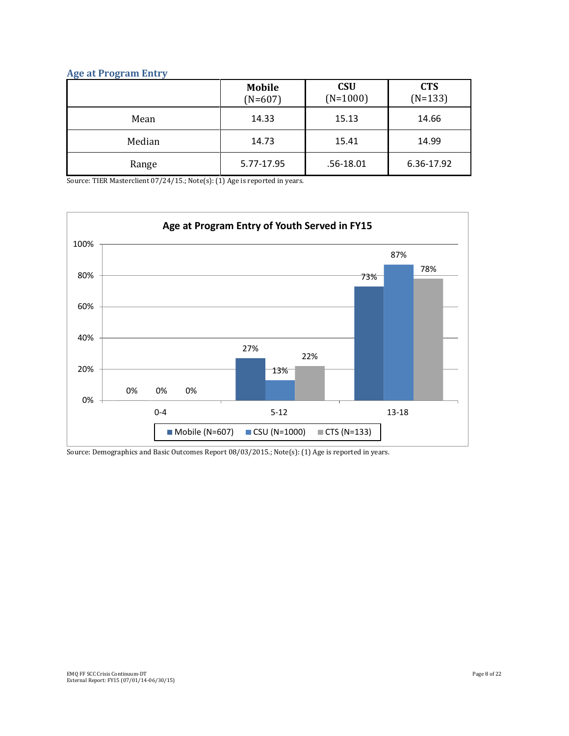## Age at Program Entry

| | Mobile (N=607) | CSU (N=1000) | CTS (N=133) |
|---|---|---|---|
| Mean | 14.33 | 15.13 | 14.66 |
| Median | 14.73 | 15.41 | 14.99 |
| Range | 5.77-17.95 | .56-18.01 | 6.36-17.92 |

Source: TIER Masterclient 07/24/15.; Note(s): (1) Age is reported in years.

**Age at Program Entry of Youth Served in FY15**

| Age | Mobile (N=607) | CSU (N=1000) | CTS (N=133) |
|---|---|---|---|
| 0-4 | 0% | 0% | 0% |
| 5-12 | 27% | 13% | 22% |
| 13-18 | 73% | 87% | 78% |

Source: Demographics and Basic Outcomes Report 08/03/2015.; Note(s): (1) Age is reported in years.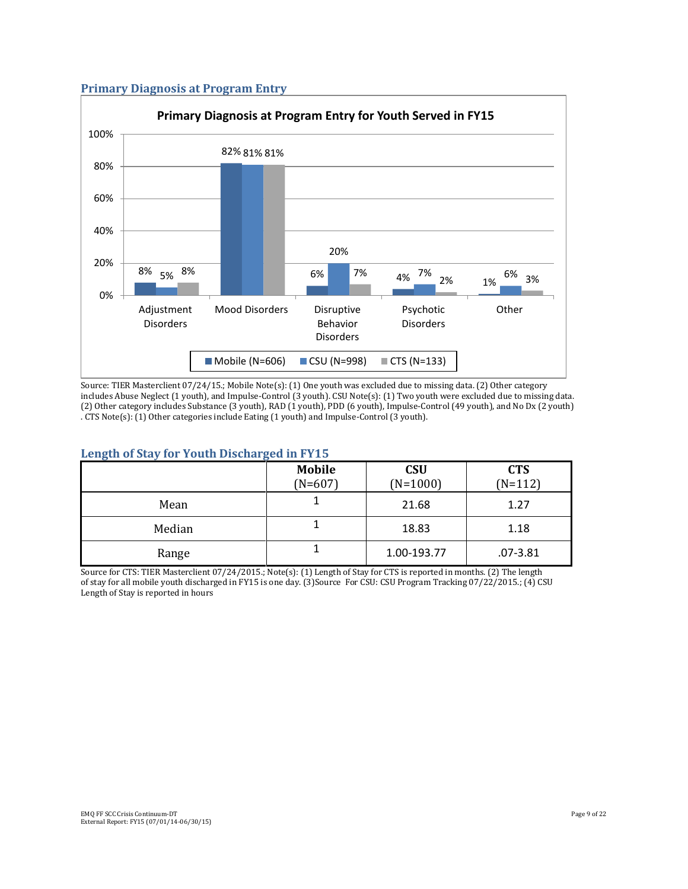## Primary Diagnosis at Program Entry

**Primary Diagnosis at Program Entry for Youth Served in FY15**

| | Mobile (N=606) | CSU (N=998) | CTS (N=133) |
|---|---|---|---|
| Adjustment Disorders | 8% | 5% | 8% |
| Mood Disorders | 82% | 81% | 81% |
| Disruptive Behavior Disorders | 6% | 20% | 7% |
| Psychotic Disorders | 4% | 7% | 2% |
| Other | 1% | 6% | 3% |

Source: TIER Masterclient 07/24/15.; Mobile Note(s): (1) One youth was excluded due to missing data. (2) Other category includes Abuse Neglect (1 youth), and Impulse-Control (3 youth). CSU Note(s): (1) Two youth were excluded due to missing data. (2) Other category includes Substance (3 youth), RAD (1 youth), PDD (6 youth), Impulse-Control (49 youth), and No Dx (2 youth) . CTS Note(s): (1) Other categories include Eating (1 youth) and Impulse-Control (3 youth).

## Length of Stay for Youth Discharged in FY15

| | **Mobile** (N=607) | **CSU** (N=1000) | **CTS** (N=112) |
|---|---|---|---|
| Mean | 1 | 21.68 | 1.27 |
| Median | 1 | 18.83 | 1.18 |
| Range | 1 | 1.00-193.77 | .07-3.81 |

Source for CTS: TIER Masterclient 07/24/2015.; Note(s): (1) Length of Stay for CTS is reported in months. (2) The length of stay for all mobile youth discharged in FY15 is one day. (3)Source For CSU: CSU Program Tracking 07/22/2015.; (4) CSU Length of Stay is reported in hours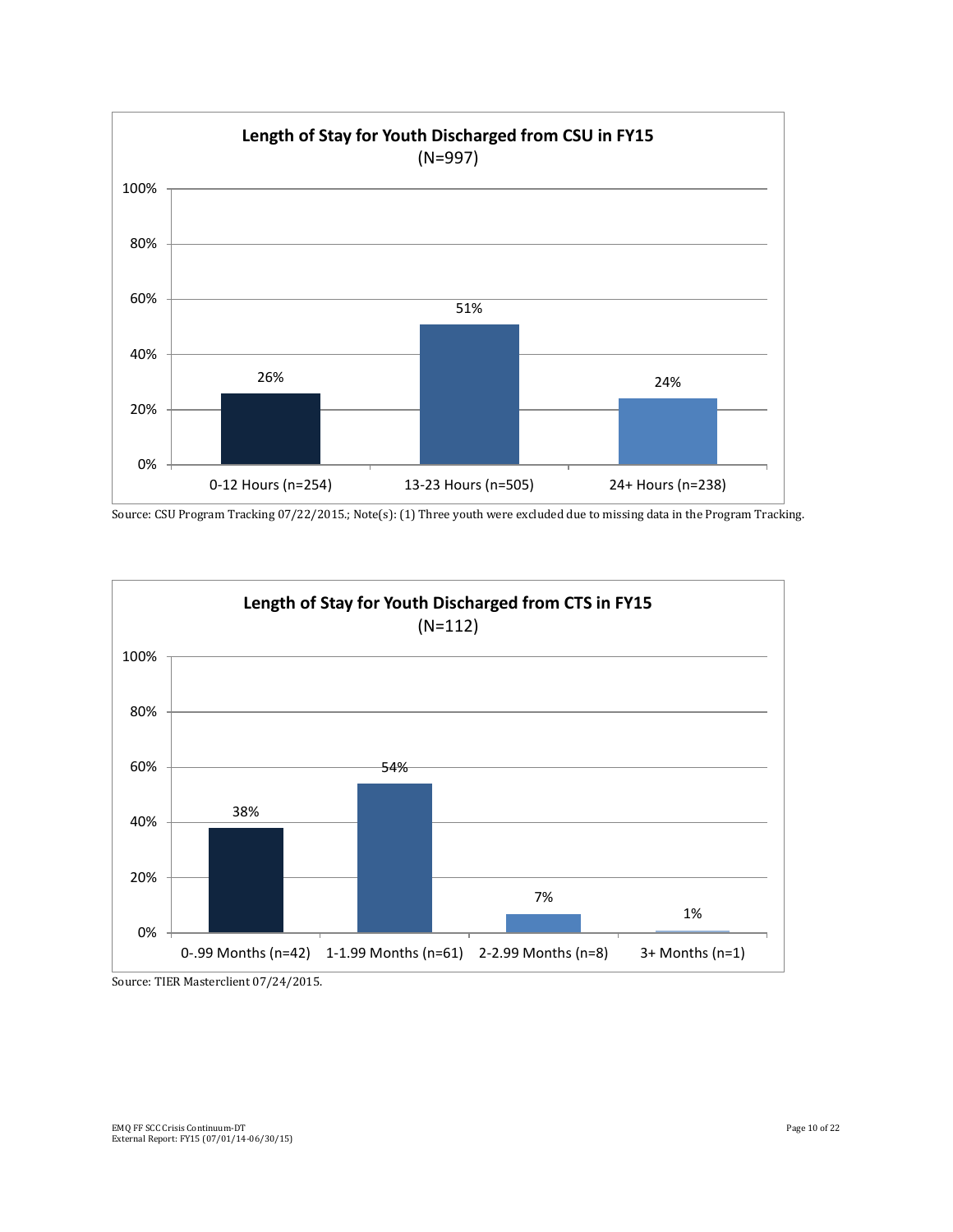**Length of Stay for Youth Discharged from CSU in FY15**
(N=997)

| Length of Stay | Percent |
|---|---|
| 0-12 Hours (n=254) | 26% |
| 13-23 Hours (n=505) | 51% |
| 24+ Hours (n=238) | 24% |

Source: CSU Program Tracking 07/22/2015.; Note(s): (1) Three youth were excluded due to missing data in the Program Tracking.

**Length of Stay for Youth Discharged from CTS in FY15**
(N=112)

| Length of Stay | Percent |
|---|---|
| 0-.99 Months (n=42) | 38% |
| 1-1.99 Months (n=61) | 54% |
| 2-2.99 Months (n=8) | 7% |
| 3+ Months (n=1) | 1% |

Source: TIER Masterclient 07/24/2015.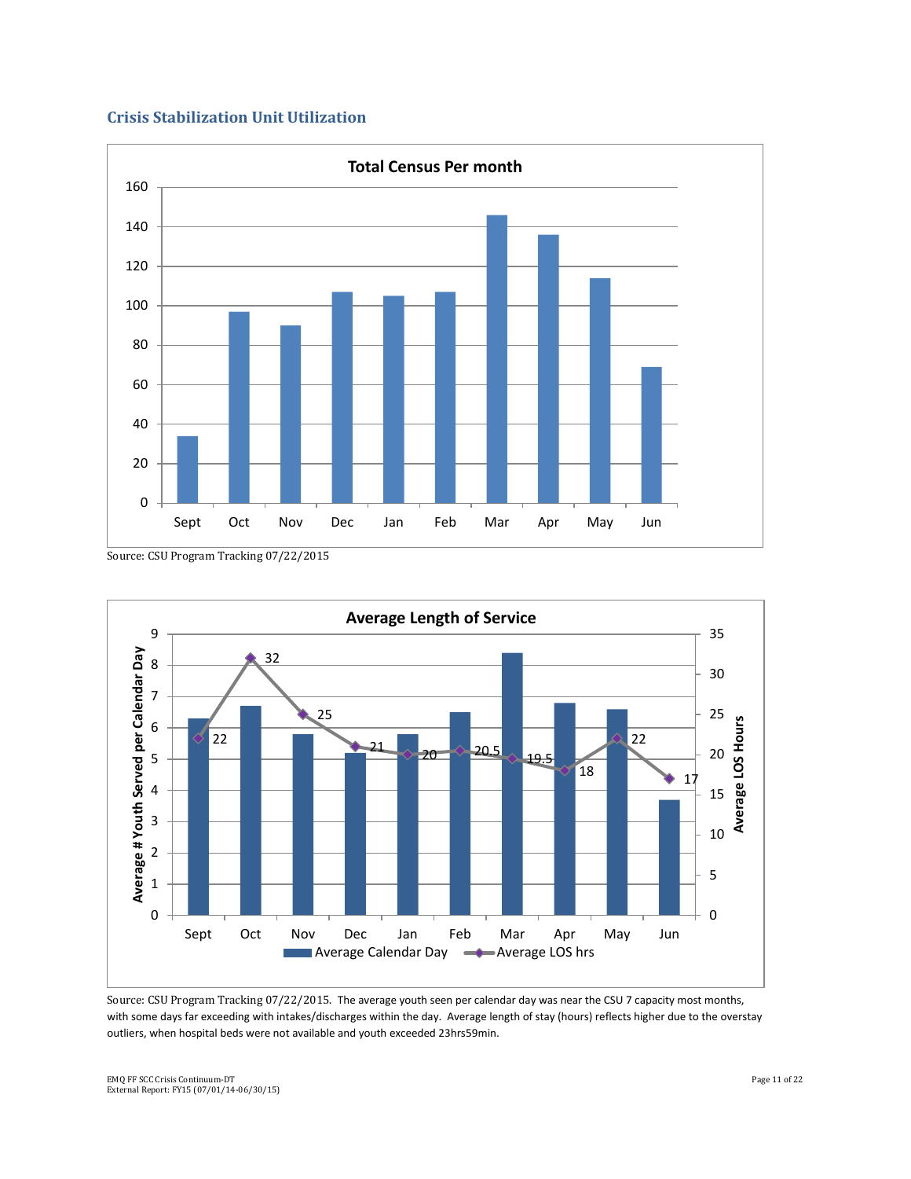## Crisis Stabilization Unit Utilization

**Total Census Per month**

Source: CSU Program Tracking 07/22/2015

**Average Length of Service**

| | Sept | Oct | Nov | Dec | Jan | Feb | Mar | Apr | May | Jun |
|---|---|---|---|---|---|---|---|---|---|---|
| Average LOS hrs | 22 | 32 | 25 | 21 | 20 | 20.5 | 19.5 | 18 | 22 | 17 |

Source: CSU Program Tracking 07/22/2015. The average youth seen per calendar day was near the CSU 7 capacity most months, with some days far exceeding with intakes/discharges within the day. Average length of stay (hours) reflects higher due to the overstay outliers, when hospital beds were not available and youth exceeded 23hrs59min.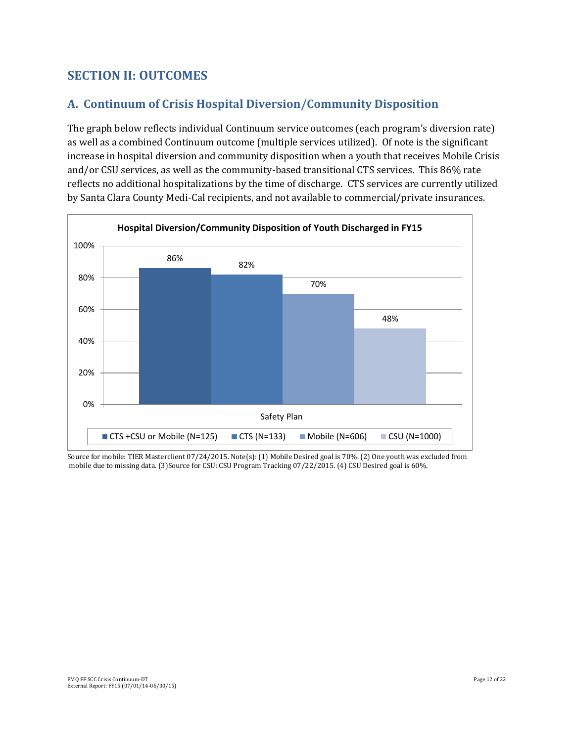## SECTION II: OUTCOMES

### A. Continuum of Crisis Hospital Diversion/Community Disposition

The graph below reflects individual Continuum service outcomes (each program's diversion rate) as well as a combined Continuum outcome (multiple services utilized). Of note is the significant increase in hospital diversion and community disposition when a youth that receives Mobile Crisis and/or CSU services, as well as the community-based transitional CTS services. This 86% rate reflects no additional hospitalizations by the time of discharge. CTS services are currently utilized by Santa Clara County Medi-Cal recipients, and not available to commercial/private insurances.

**Hospital Diversion/Community Disposition of Youth Discharged in FY15**

| Safety Plan | |
|---|---|
| CTS +CSU or Mobile (N=125) | 86% |
| CTS (N=133) | 82% |
| Mobile (N=606) | 70% |
| CSU (N=1000) | 48% |

Source for mobile: TIER Masterclient 07/24/2015. Note(s): (1) Mobile Desired goal is 70%. (2) One youth was excluded from mobile due to missing data. (3)Source for CSU: CSU Program Tracking 07/22/2015. (4) CSU Desired goal is 60%.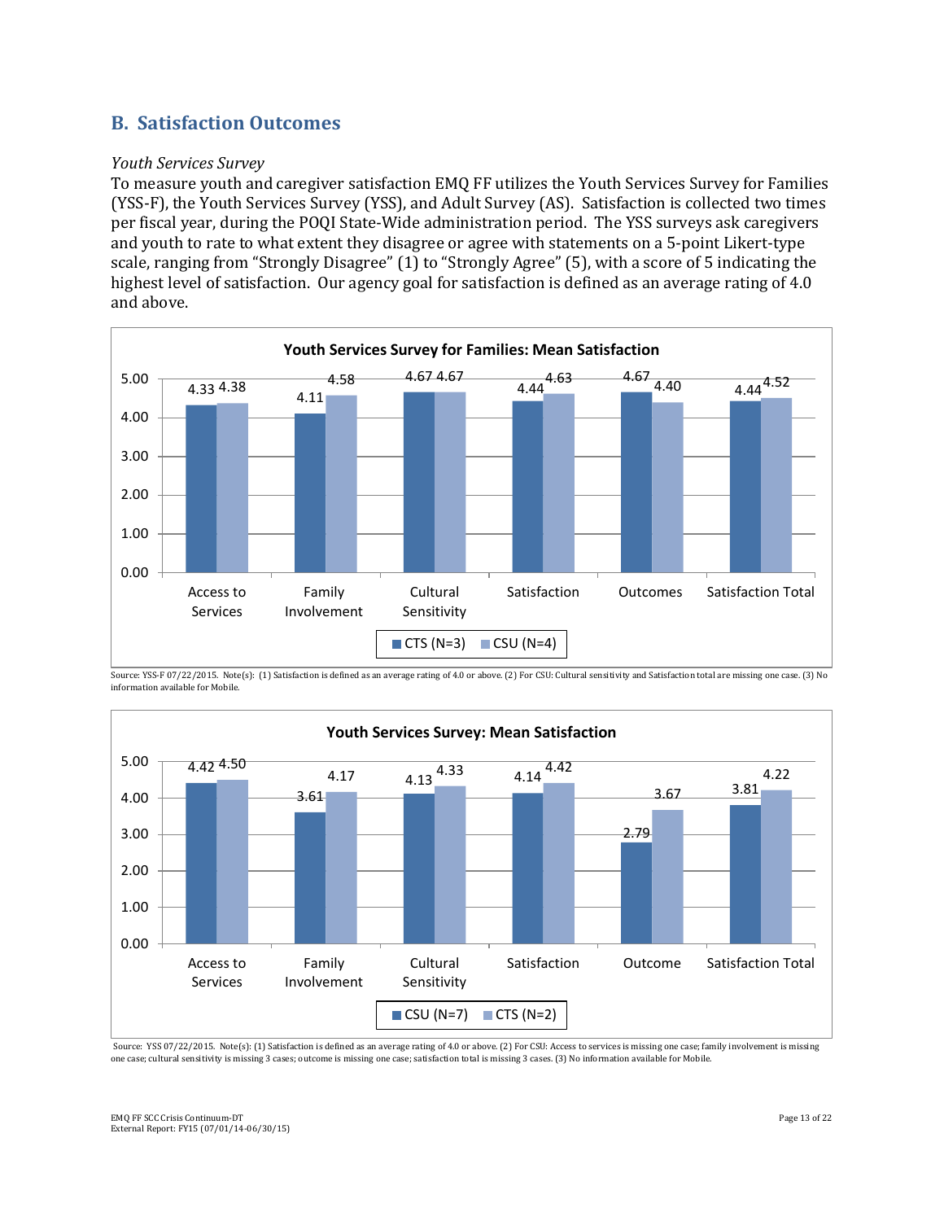## B. Satisfaction Outcomes

*Youth Services Survey*

To measure youth and caregiver satisfaction EMQ FF utilizes the Youth Services Survey for Families (YSS-F), the Youth Services Survey (YSS), and Adult Survey (AS). Satisfaction is collected two times per fiscal year, during the POQI State-Wide administration period. The YSS surveys ask caregivers and youth to rate to what extent they disagree or agree with statements on a 5-point Likert-type scale, ranging from "Strongly Disagree" (1) to "Strongly Agree" (5), with a score of 5 indicating the highest level of satisfaction. Our agency goal for satisfaction is defined as an average rating of 4.0 and above.

**Youth Services Survey for Families: Mean Satisfaction**

| | Access to Services | Family Involvement | Cultural Sensitivity | Satisfaction | Outcomes | Satisfaction Total |
|---|---|---|---|---|---|---|
| CTS (N=3) | 4.33 | 4.11 | 4.67 | 4.44 | 4.67 | 4.44 |
| CSU (N=4) | 4.38 | 4.58 | 4.67 | 4.63 | 4.40 | 4.52 |

Source: YSS-F 07/22/2015. Note(s): (1) Satisfaction is defined as an average rating of 4.0 or above. (2) For CSU: Cultural sensitivity and Satisfaction total are missing one case. (3) No information available for Mobile.

**Youth Services Survey: Mean Satisfaction**

| | Access to Services | Family Involvement | Cultural Sensitivity | Satisfaction | Outcome | Satisfaction Total |
|---|---|---|---|---|---|---|
| CSU (N=7) | 4.42 | 3.61 | 4.13 | 4.14 | 2.79 | 3.81 |
| CTS (N=2) | 4.50 | 4.17 | 4.33 | 4.42 | 3.67 | 4.22 |

Source: YSS 07/22/2015. Note(s): (1) Satisfaction is defined as an average rating of 4.0 or above. (2) For CSU: Access to services is missing one case; family involvement is missing one case; cultural sensitivity is missing 3 cases; outcome is missing one case; satisfaction total is missing 3 cases. (3) No information available for Mobile.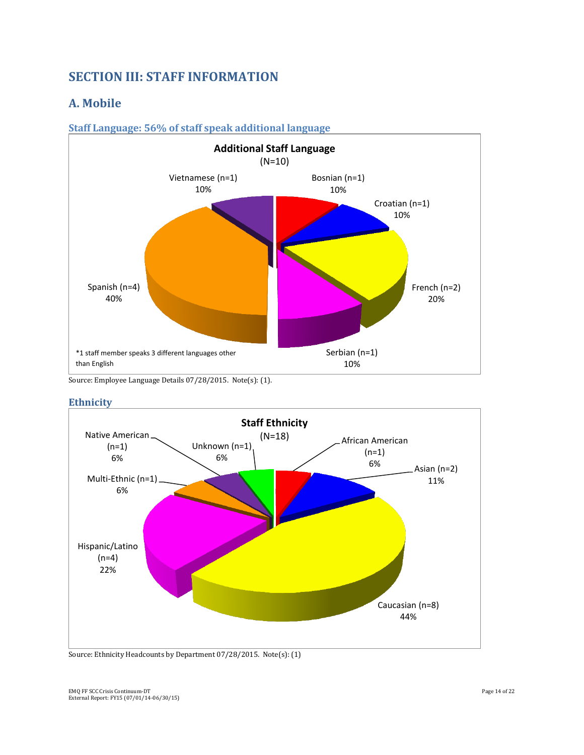# SECTION III: STAFF INFORMATION

## A. Mobile

### Staff Language: 56% of staff speak additional language

**Additional Staff Language**
(N=10)

| Language | n | % |
|---|---|---|
| Bosnian | 1 | 10% |
| Croatian | 1 | 10% |
| French | 2 | 20% |
| Serbian | 1 | 10% |
| Spanish | 4 | 40% |
| Vietnamese | 1 | 10% |

*1 staff member speaks 3 different languages other than English

Source: Employee Language Details 07/28/2015. Note(s): (1).

### Ethnicity

**Staff Ethnicity**
(N=18)

| Ethnicity | n | % |
|---|---|---|
| African American | 1 | 6% |
| Asian | 2 | 11% |
| Caucasian | 8 | 44% |
| Hispanic/Latino | 4 | 22% |
| Multi-Ethnic | 1 | 6% |
| Native American | 1 | 6% |
| Unknown | 1 | 6% |

Source: Ethnicity Headcounts by Department 07/28/2015. Note(s): (1)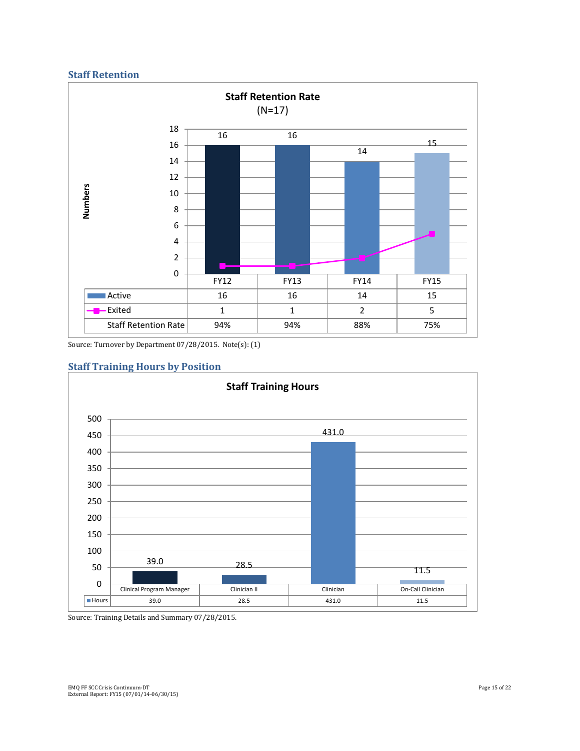## Staff Retention

**Staff Retention Rate**
(N=17)

| | FY12 | FY13 | FY14 | FY15 |
|---|---|---|---|---|
| Active | 16 | 16 | 14 | 15 |
| Exited | 1 | 1 | 2 | 5 |
| Staff Retention Rate | 94% | 94% | 88% | 75% |

Source: Turnover by Department 07/28/2015. Note(s): (1)

## Staff Training Hours by Position

**Staff Training Hours**

| | Clinical Program Manager | Clinician II | Clinician | On-Call Clinician |
|---|---|---|---|---|
| Hours | 39.0 | 28.5 | 431.0 | 11.5 |

Source: Training Details and Summary 07/28/2015.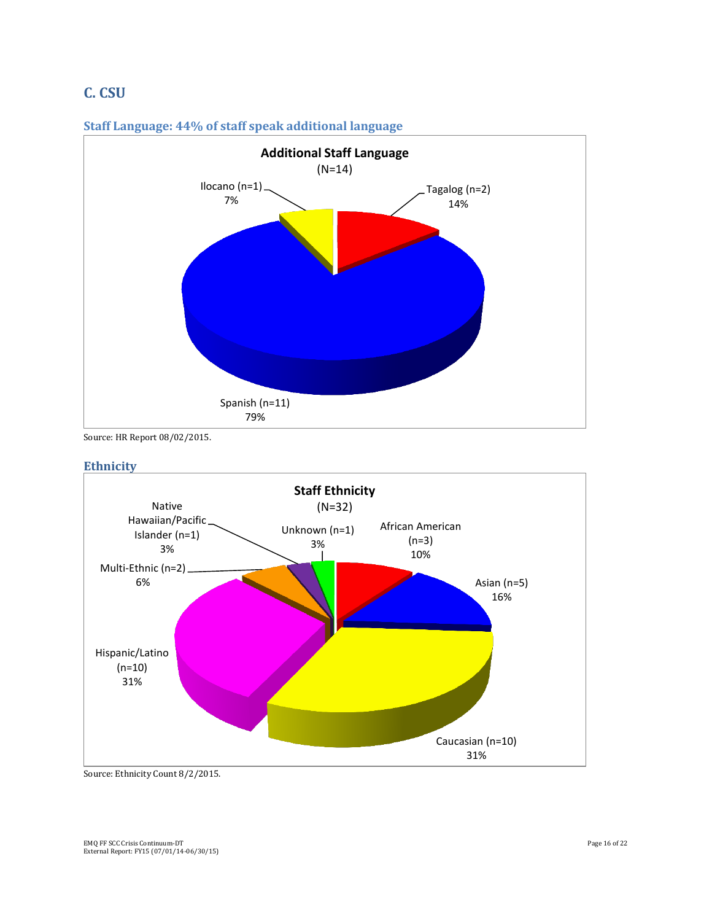## C. CSU

### Staff Language: 44% of staff speak additional language

**Additional Staff Language**
(N=14)

- Ilocano (n=1) 7%
- Tagalog (n=2) 14%
- Spanish (n=11) 79%

Source: HR Report 08/02/2015.

### Ethnicity

**Staff Ethnicity**
(N=32)

- Native Hawaiian/Pacific Islander (n=1) 3%
- Unknown (n=1) 3%
- African American (n=3) 10%
- Multi-Ethnic (n=2) 6%
- Asian (n=5) 16%
- Hispanic/Latino (n=10) 31%
- Caucasian (n=10) 31%

Source: Ethnicity Count 8/2/2015.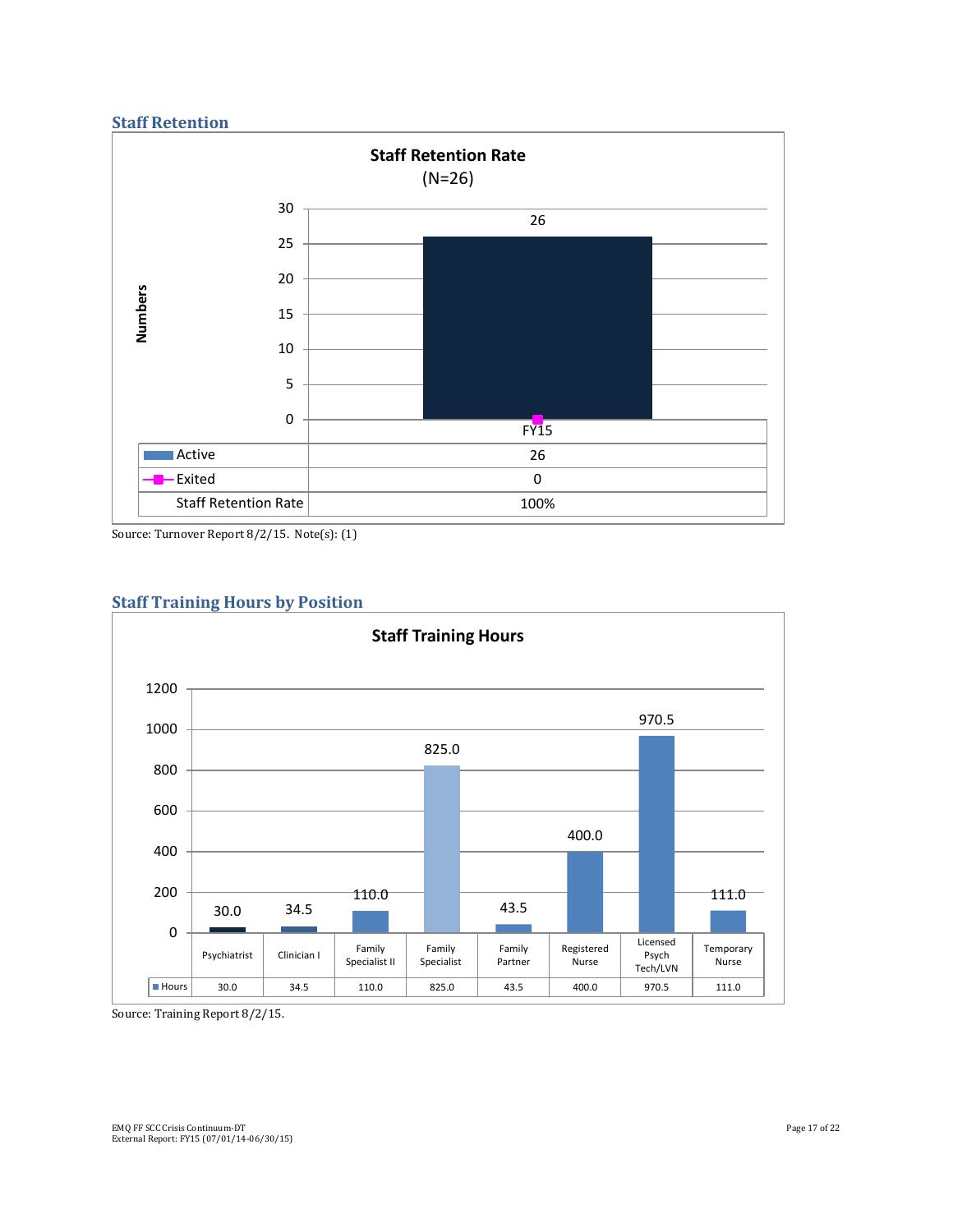## Staff Retention

**Staff Retention Rate**
(N=26)

| | FY15 |
|---|---|
| Active | 26 |
| Exited | 0 |
| Staff Retention Rate | 100% |

Source: Turnover Report 8/2/15. Note(s): (1)

## Staff Training Hours by Position

**Staff Training Hours**

| | Psychiatrist | Clinician I | Family Specialist II | Family Specialist | Family Partner | Registered Nurse | Licensed Psych Tech/LVN | Temporary Nurse |
|---|---|---|---|---|---|---|---|---|
| Hours | 30.0 | 34.5 | 110.0 | 825.0 | 43.5 | 400.0 | 970.5 | 111.0 |

Source: Training Report 8/2/15.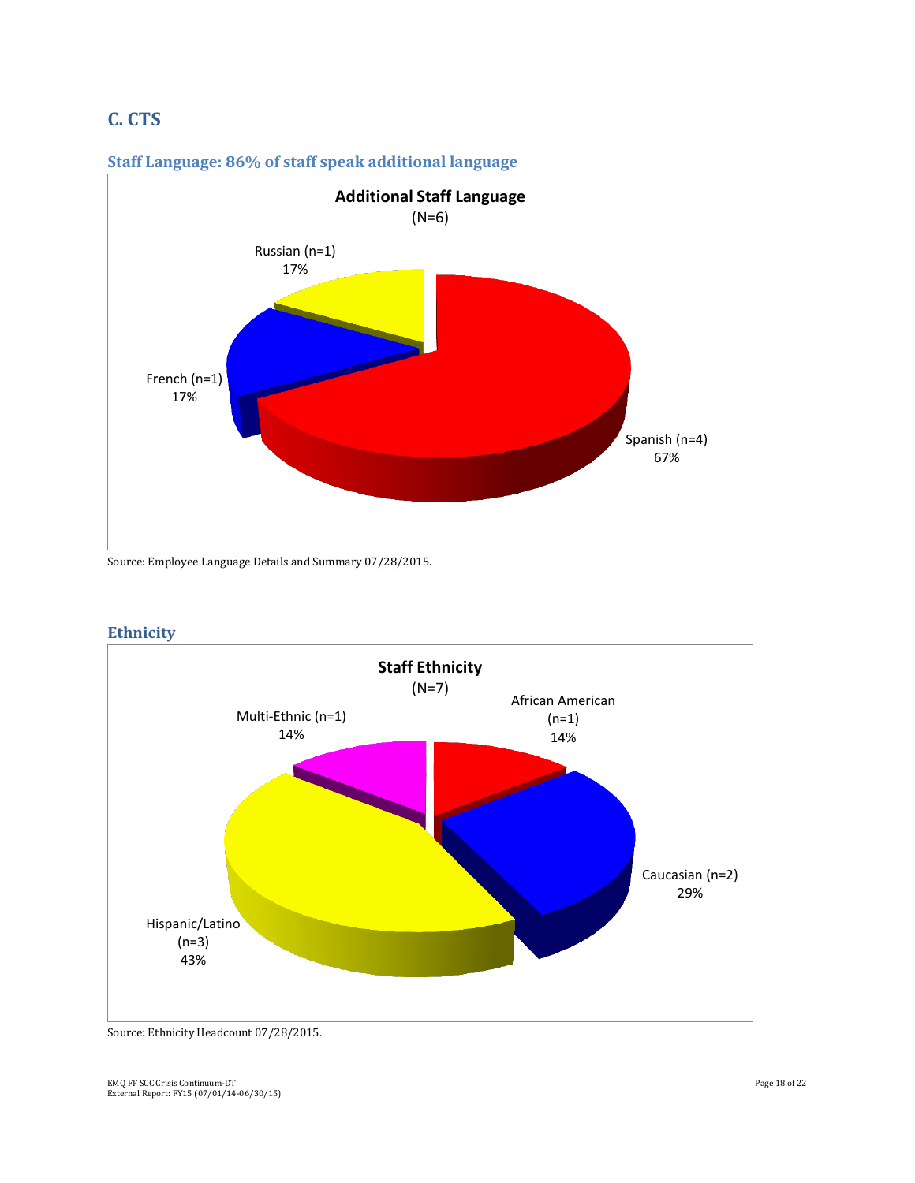## C. CTS

### Staff Language: 86% of staff speak additional language

**Additional Staff Language**
(N=6)

- Russian (n=1) 17%
- French (n=1) 17%
- Spanish (n=4) 67%

Source: Employee Language Details and Summary 07/28/2015.

### Ethnicity

**Staff Ethnicity**
(N=7)

- Multi-Ethnic (n=1) 14%
- African American (n=1) 14%
- Caucasian (n=2) 29%
- Hispanic/Latino (n=3) 43%

Source: Ethnicity Headcount 07/28/2015.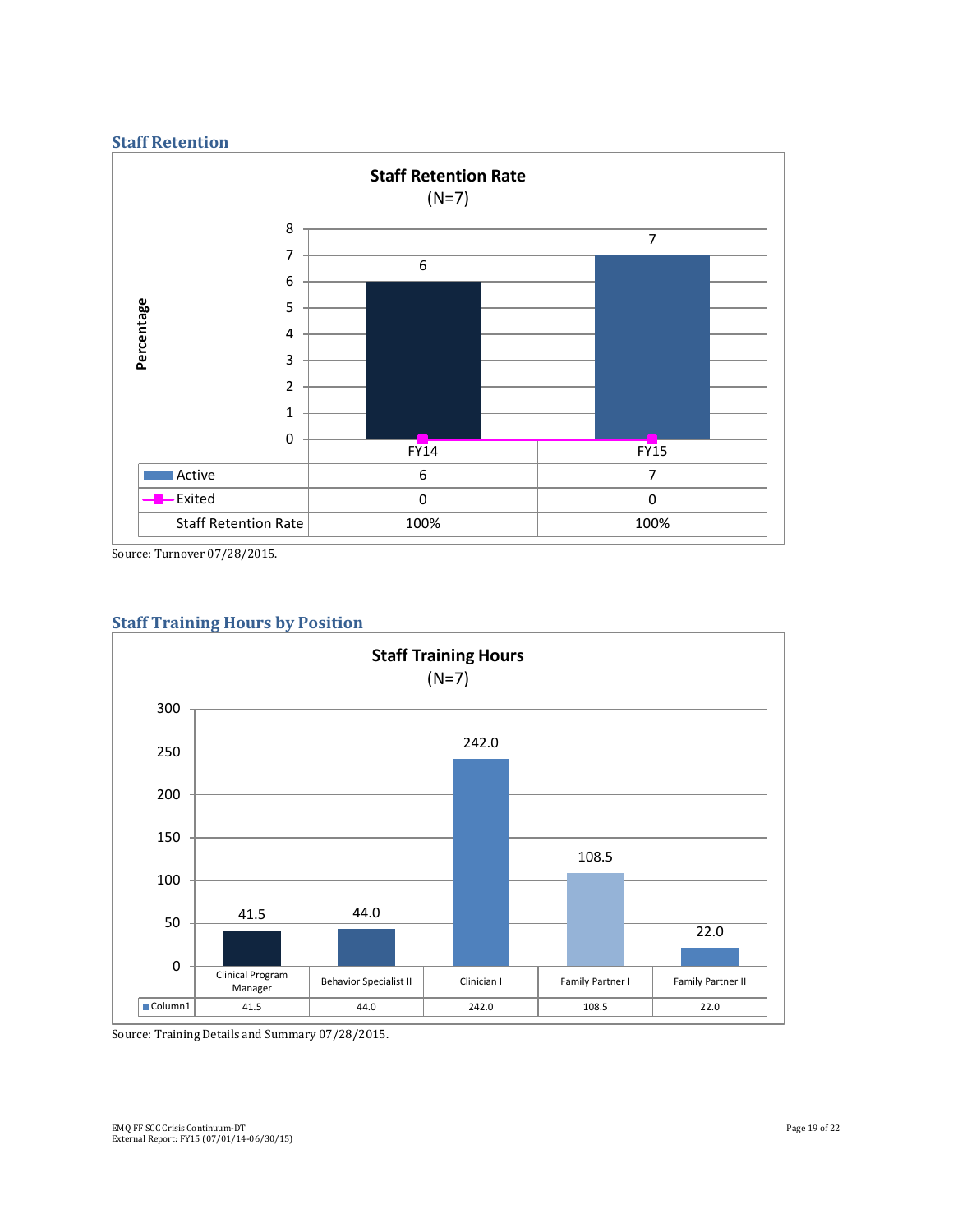## Staff Retention

**Staff Retention Rate**
(N=7)

| | FY14 | FY15 |
|---|---|---|
| Active | 6 | 7 |
| Exited | 0 | 0 |
| Staff Retention Rate | 100% | 100% |

Source: Turnover 07/28/2015.

## Staff Training Hours by Position

**Staff Training Hours**
(N=7)

| | Clinical Program Manager | Behavior Specialist II | Clinician I | Family Partner I | Family Partner II |
|---|---|---|---|---|---|
| Column1 | 41.5 | 44.0 | 242.0 | 108.5 | 22.0 |

Source: Training Details and Summary 07/28/2015.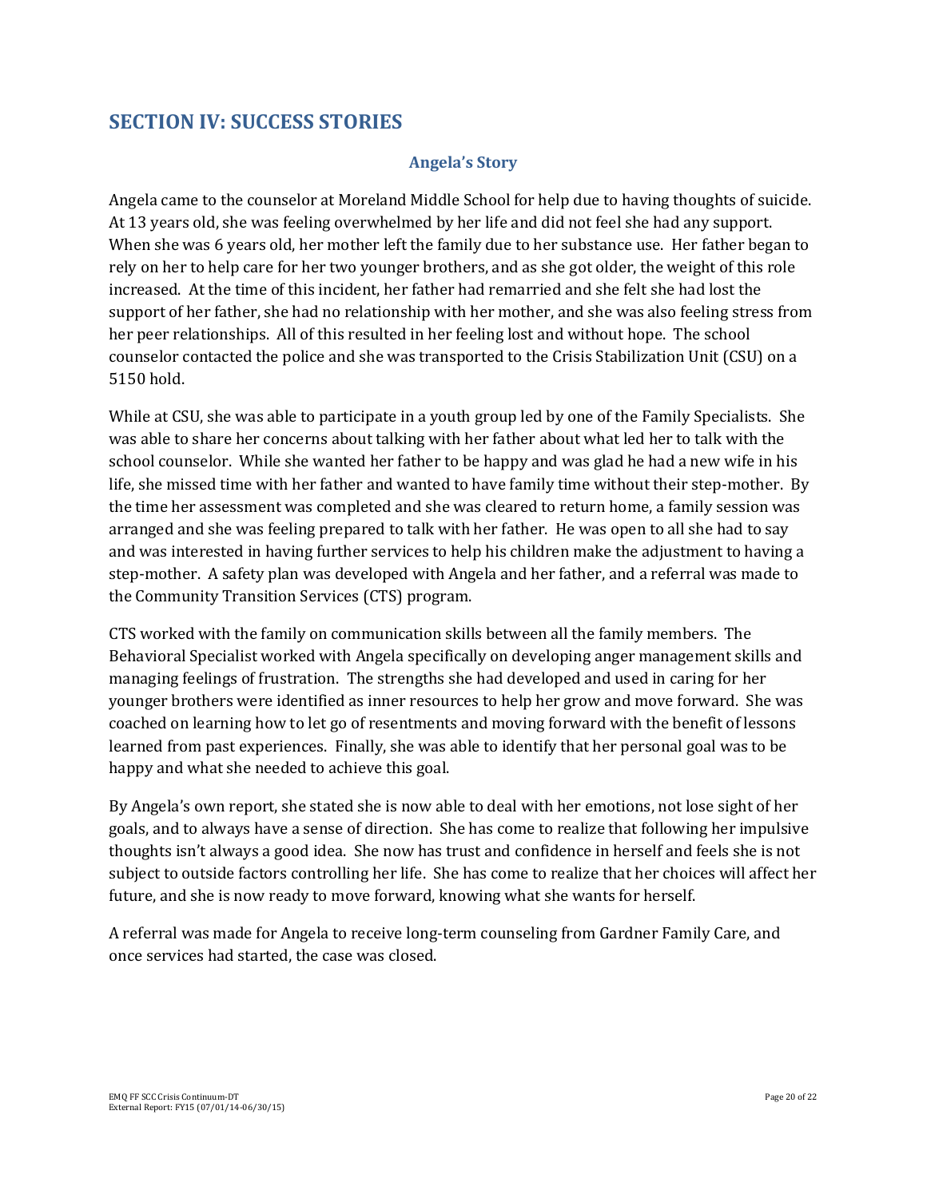## SECTION IV: SUCCESS STORIES

### Angela's Story

Angela came to the counselor at Moreland Middle School for help due to having thoughts of suicide. At 13 years old, she was feeling overwhelmed by her life and did not feel she had any support. When she was 6 years old, her mother left the family due to her substance use. Her father began to rely on her to help care for her two younger brothers, and as she got older, the weight of this role increased. At the time of this incident, her father had remarried and she felt she had lost the support of her father, she had no relationship with her mother, and she was also feeling stress from her peer relationships. All of this resulted in her feeling lost and without hope. The school counselor contacted the police and she was transported to the Crisis Stabilization Unit (CSU) on a 5150 hold.

While at CSU, she was able to participate in a youth group led by one of the Family Specialists. She was able to share her concerns about talking with her father about what led her to talk with the school counselor. While she wanted her father to be happy and was glad he had a new wife in his life, she missed time with her father and wanted to have family time without their step-mother. By the time her assessment was completed and she was cleared to return home, a family session was arranged and she was feeling prepared to talk with her father. He was open to all she had to say and was interested in having further services to help his children make the adjustment to having a step-mother. A safety plan was developed with Angela and her father, and a referral was made to the Community Transition Services (CTS) program.

CTS worked with the family on communication skills between all the family members. The Behavioral Specialist worked with Angela specifically on developing anger management skills and managing feelings of frustration. The strengths she had developed and used in caring for her younger brothers were identified as inner resources to help her grow and move forward. She was coached on learning how to let go of resentments and moving forward with the benefit of lessons learned from past experiences. Finally, she was able to identify that her personal goal was to be happy and what she needed to achieve this goal.

By Angela's own report, she stated she is now able to deal with her emotions, not lose sight of her goals, and to always have a sense of direction. She has come to realize that following her impulsive thoughts isn't always a good idea. She now has trust and confidence in herself and feels she is not subject to outside factors controlling her life. She has come to realize that her choices will affect her future, and she is now ready to move forward, knowing what she wants for herself.

A referral was made for Angela to receive long-term counseling from Gardner Family Care, and once services had started, the case was closed.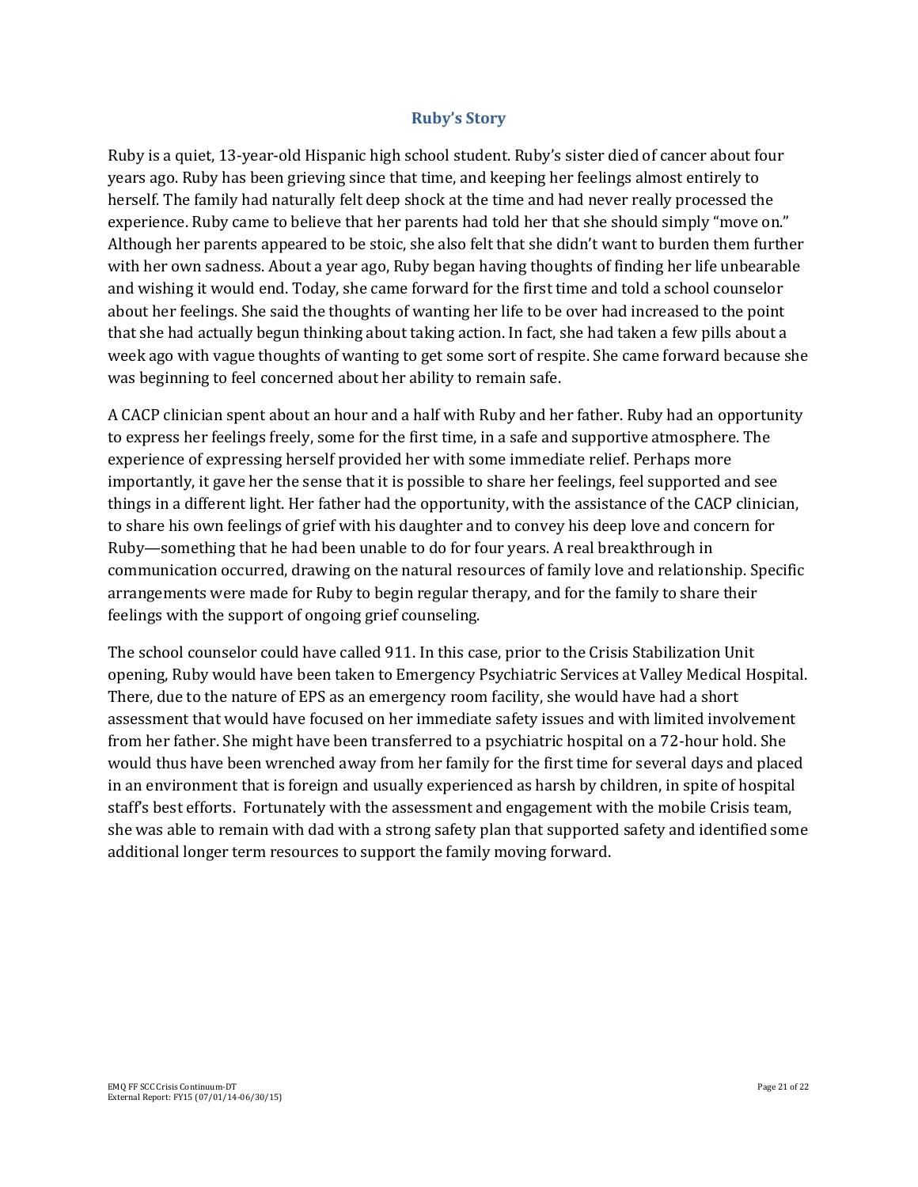## Ruby's Story

Ruby is a quiet, 13-year-old Hispanic high school student. Ruby's sister died of cancer about four years ago. Ruby has been grieving since that time, and keeping her feelings almost entirely to herself. The family had naturally felt deep shock at the time and had never really processed the experience. Ruby came to believe that her parents had told her that she should simply "move on." Although her parents appeared to be stoic, she also felt that she didn't want to burden them further with her own sadness. About a year ago, Ruby began having thoughts of finding her life unbearable and wishing it would end. Today, she came forward for the first time and told a school counselor about her feelings. She said the thoughts of wanting her life to be over had increased to the point that she had actually begun thinking about taking action. In fact, she had taken a few pills about a week ago with vague thoughts of wanting to get some sort of respite. She came forward because she was beginning to feel concerned about her ability to remain safe.

A CACP clinician spent about an hour and a half with Ruby and her father. Ruby had an opportunity to express her feelings freely, some for the first time, in a safe and supportive atmosphere. The experience of expressing herself provided her with some immediate relief. Perhaps more importantly, it gave her the sense that it is possible to share her feelings, feel supported and see things in a different light. Her father had the opportunity, with the assistance of the CACP clinician, to share his own feelings of grief with his daughter and to convey his deep love and concern for Ruby—something that he had been unable to do for four years. A real breakthrough in communication occurred, drawing on the natural resources of family love and relationship. Specific arrangements were made for Ruby to begin regular therapy, and for the family to share their feelings with the support of ongoing grief counseling.

The school counselor could have called 911. In this case, prior to the Crisis Stabilization Unit opening, Ruby would have been taken to Emergency Psychiatric Services at Valley Medical Hospital. There, due to the nature of EPS as an emergency room facility, she would have had a short assessment that would have focused on her immediate safety issues and with limited involvement from her father. She might have been transferred to a psychiatric hospital on a 72-hour hold. She would thus have been wrenched away from her family for the first time for several days and placed in an environment that is foreign and usually experienced as harsh by children, in spite of hospital staff's best efforts. Fortunately with the assessment and engagement with the mobile Crisis team, she was able to remain with dad with a strong safety plan that supported safety and identified some additional longer term resources to support the family moving forward.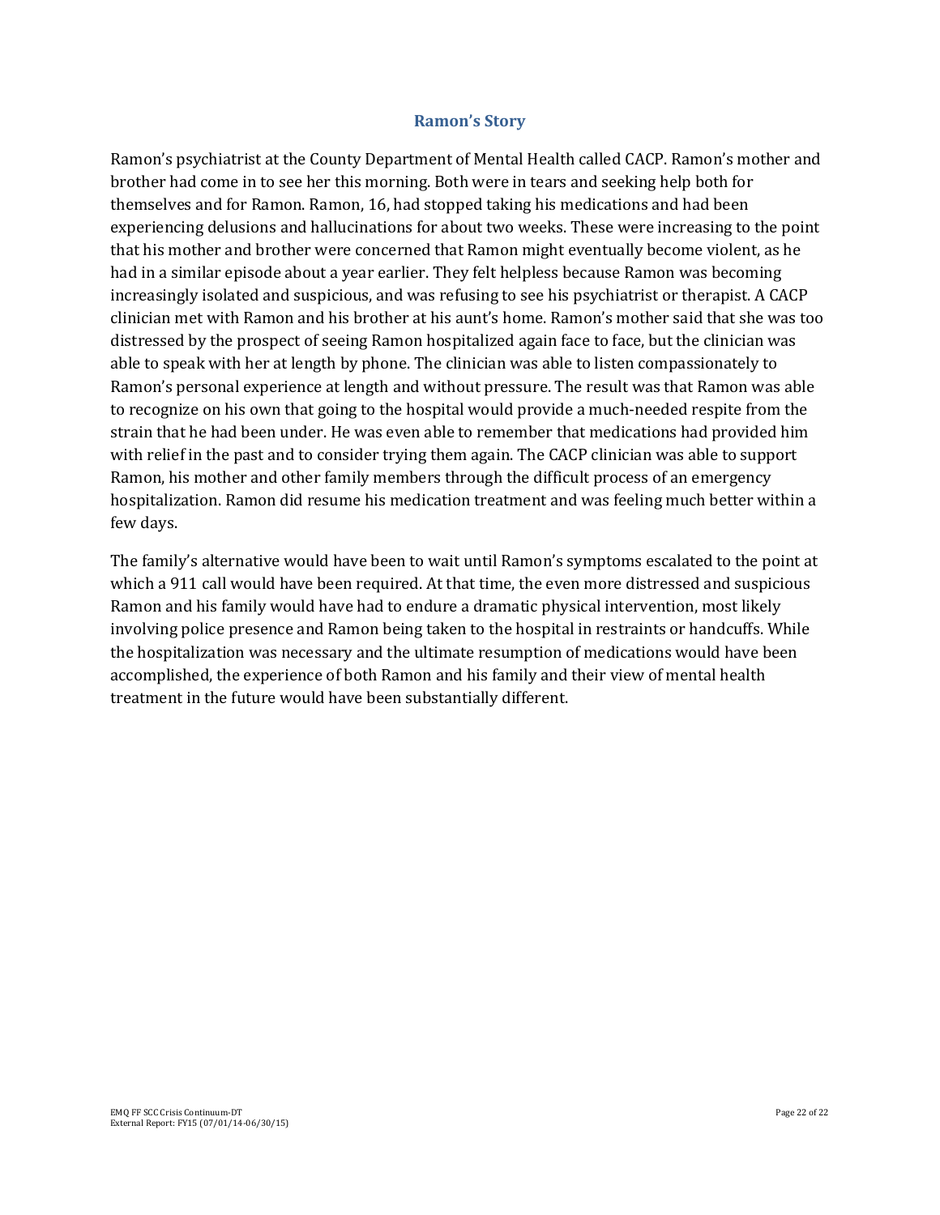## Ramon's Story

Ramon's psychiatrist at the County Department of Mental Health called CACP. Ramon's mother and brother had come in to see her this morning. Both were in tears and seeking help both for themselves and for Ramon. Ramon, 16, had stopped taking his medications and had been experiencing delusions and hallucinations for about two weeks. These were increasing to the point that his mother and brother were concerned that Ramon might eventually become violent, as he had in a similar episode about a year earlier. They felt helpless because Ramon was becoming increasingly isolated and suspicious, and was refusing to see his psychiatrist or therapist. A CACP clinician met with Ramon and his brother at his aunt's home. Ramon's mother said that she was too distressed by the prospect of seeing Ramon hospitalized again face to face, but the clinician was able to speak with her at length by phone. The clinician was able to listen compassionately to Ramon's personal experience at length and without pressure. The result was that Ramon was able to recognize on his own that going to the hospital would provide a much-needed respite from the strain that he had been under. He was even able to remember that medications had provided him with relief in the past and to consider trying them again. The CACP clinician was able to support Ramon, his mother and other family members through the difficult process of an emergency hospitalization. Ramon did resume his medication treatment and was feeling much better within a few days.

The family's alternative would have been to wait until Ramon's symptoms escalated to the point at which a 911 call would have been required. At that time, the even more distressed and suspicious Ramon and his family would have had to endure a dramatic physical intervention, most likely involving police presence and Ramon being taken to the hospital in restraints or handcuffs. While the hospitalization was necessary and the ultimate resumption of medications would have been accomplished, the experience of both Ramon and his family and their view of mental health treatment in the future would have been substantially different.